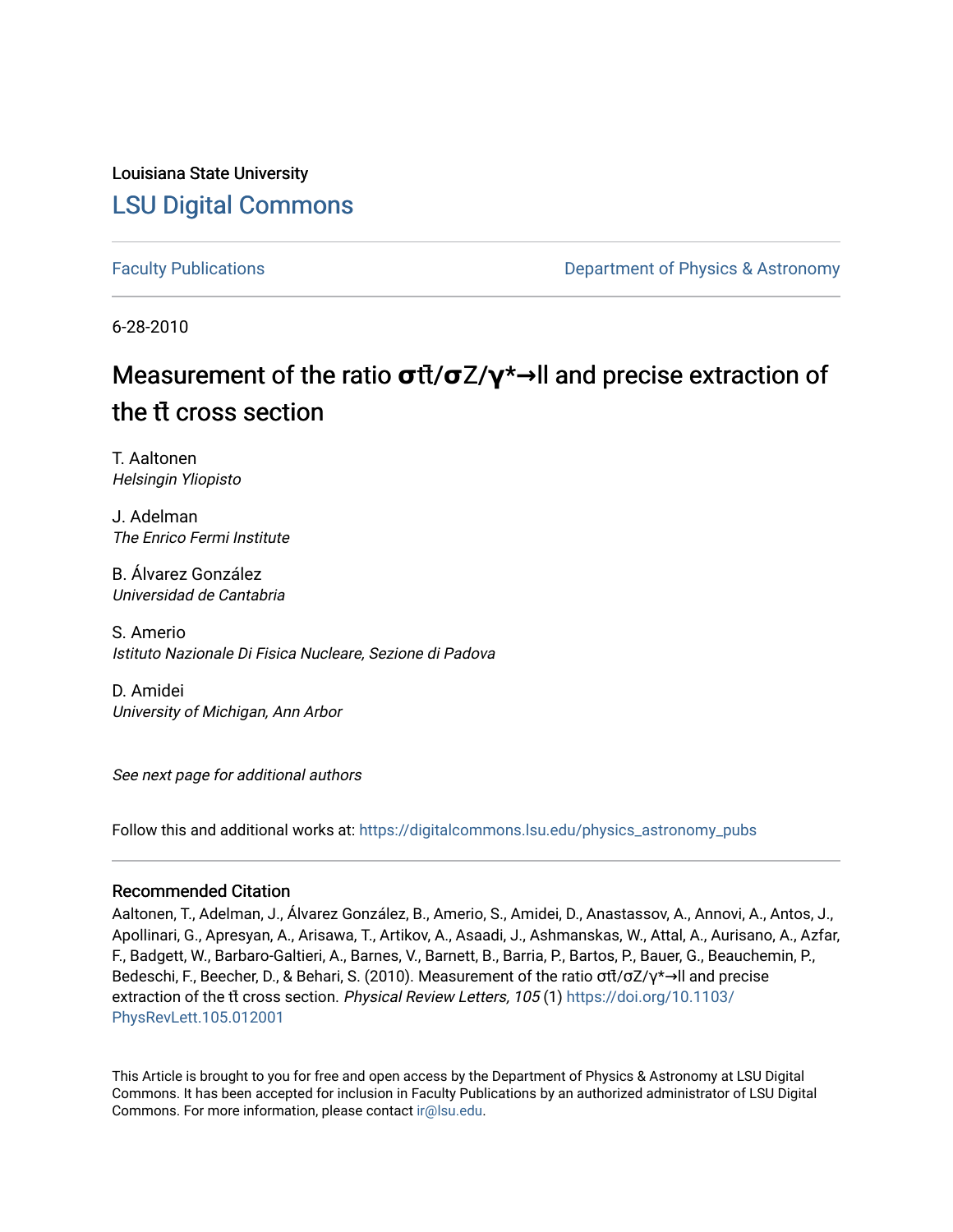Louisiana State University

# LSU Digital Commons

Faculty Publications

Department of Physics & Astronomy

6-28-2010

# Measurement of the ratio $\sigma t\bar{t}/\sigma Z/\gamma^{*}\rightarrow ll$ and precise extraction of the $t\bar{t}$ cross section

T. Aaltonen
*Helsingin Yliopisto*

J. Adelman
*The Enrico Fermi Institute*

B. Álvarez González
*Universidad de Cantabria*

S. Amerio
*Istituto Nazionale Di Fisica Nucleare, Sezione di Padova*

D. Amidei
*University of Michigan, Ann Arbor*

*See next page for additional authors*

Follow this and additional works at: https://digitalcommons.lsu.edu/physics_astronomy_pubs

### Recommended Citation

Aaltonen, T., Adelman, J., Álvarez González, B., Amerio, S., Amidei, D., Anastassov, A., Annovi, A., Antos, J., Apollinari, G., Apresyan, A., Arisawa, T., Artikov, A., Asaadi, J., Ashmanskas, W., Attal, A., Aurisano, A., Azfar, F., Badgett, W., Barbaro-Galtieri, A., Barnes, V., Barnett, B., Barria, P., Bartos, P., Bauer, G., Beauchemin, P., Bedeschi, F., Beecher, D., & Behari, S. (2010). Measurement of the ratio $\sigma t\bar{t}/\sigma Z/\gamma^{*}\rightarrow ll$ and precise extraction of the $t\bar{t}$ cross section. *Physical Review Letters, 105* (1) https://doi.org/10.1103/PhysRevLett.105.012001

This Article is brought to you for free and open access by the Department of Physics & Astronomy at LSU Digital Commons. It has been accepted for inclusion in Faculty Publications by an authorized administrator of LSU Digital Commons. For more information, please contact ir@lsu.edu.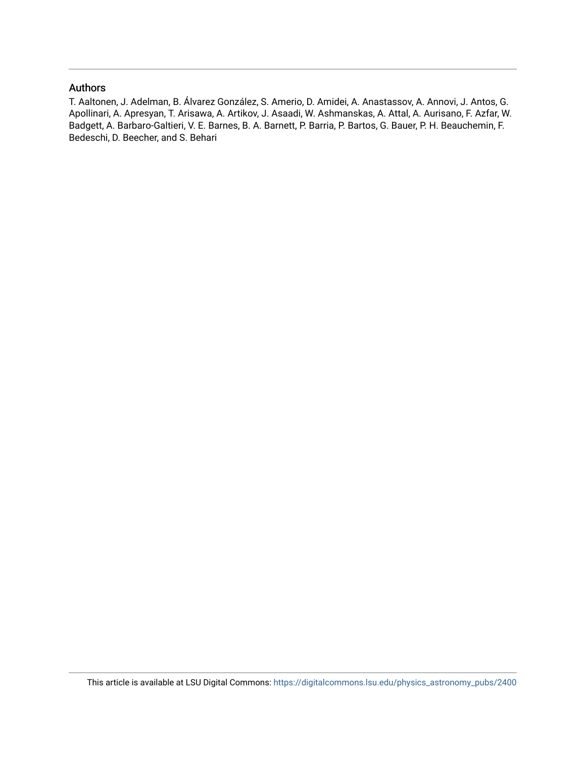## Authors

T. Aaltonen, J. Adelman, B. Álvarez González, S. Amerio, D. Amidei, A. Anastassov, A. Annovi, J. Antos, G. Apollinari, A. Apresyan, T. Arisawa, A. Artikov, J. Asaadi, W. Ashmanskas, A. Attal, A. Aurisano, F. Azfar, W. Badgett, A. Barbaro-Galtieri, V. E. Barnes, B. A. Barnett, P. Barria, P. Bartos, G. Bauer, P. H. Beauchemin, F. Bedeschi, D. Beecher, and S. Behari

This article is available at LSU Digital Commons: https://digitalcommons.lsu.edu/physics_astronomy_pubs/2400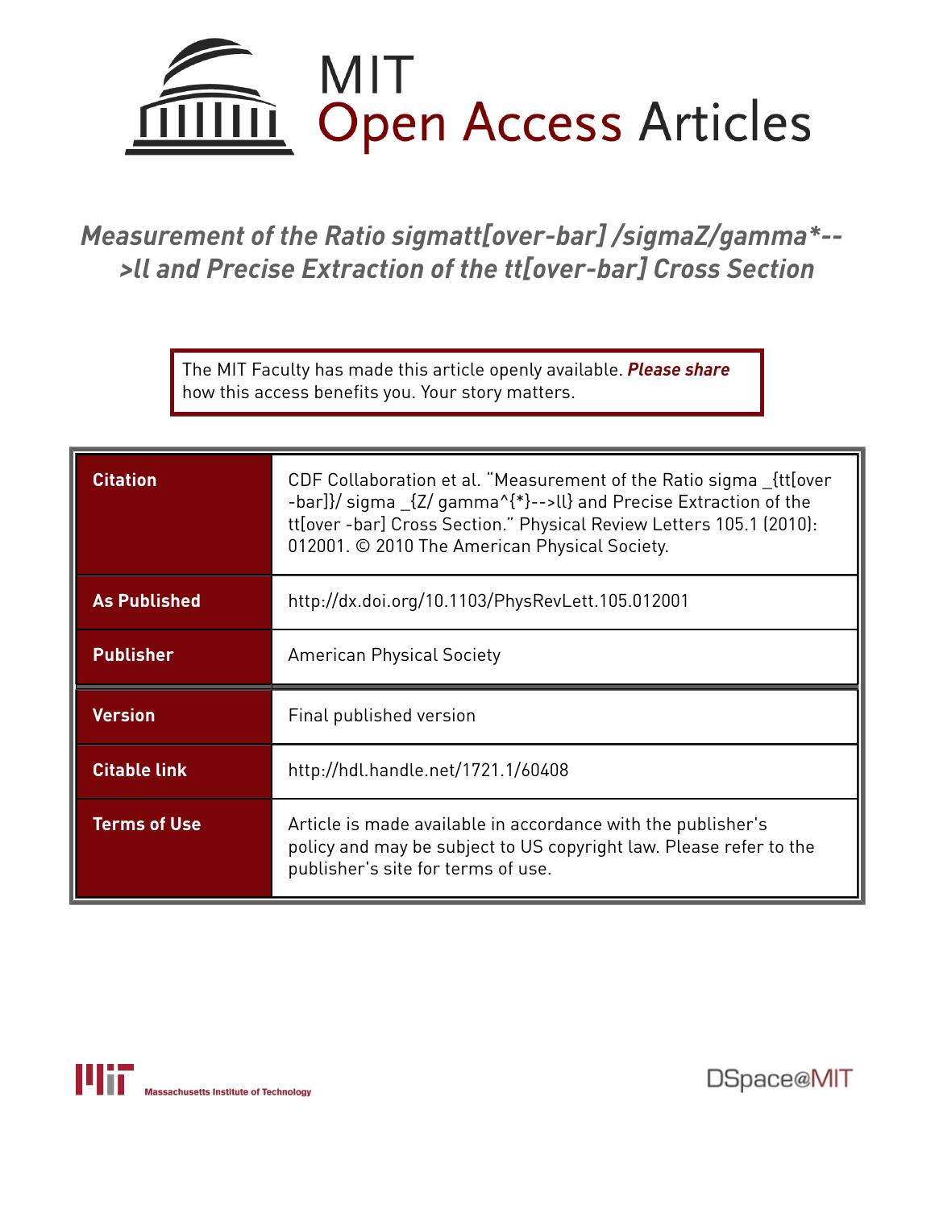MIT
Open Access Articles

# Measurement of the Ratio sigmatt[over-bar] /sigmaZ/gamma*-->ll and Precise Extraction of the tt[over-bar] Cross Section

The MIT Faculty has made this article openly available. ***Please share*** how this access benefits you. Your story matters.

| | |
|---|---|
| **Citation** | CDF Collaboration et al. "Measurement of the Ratio sigma _{tt[over -bar]}/ sigma _{Z/ gamma^{*}-->ll} and Precise Extraction of the tt[over -bar] Cross Section." Physical Review Letters 105.1 (2010): 012001. © 2010 The American Physical Society. |
| **As Published** | http://dx.doi.org/10.1103/PhysRevLett.105.012001 |
| **Publisher** | American Physical Society |
| **Version** | Final published version |
| **Citable link** | http://hdl.handle.net/1721.1/60408 |
| **Terms of Use** | Article is made available in accordance with the publisher's policy and may be subject to US copyright law. Please refer to the publisher's site for terms of use. |

Massachusetts Institute of Technology

DSpace@MIT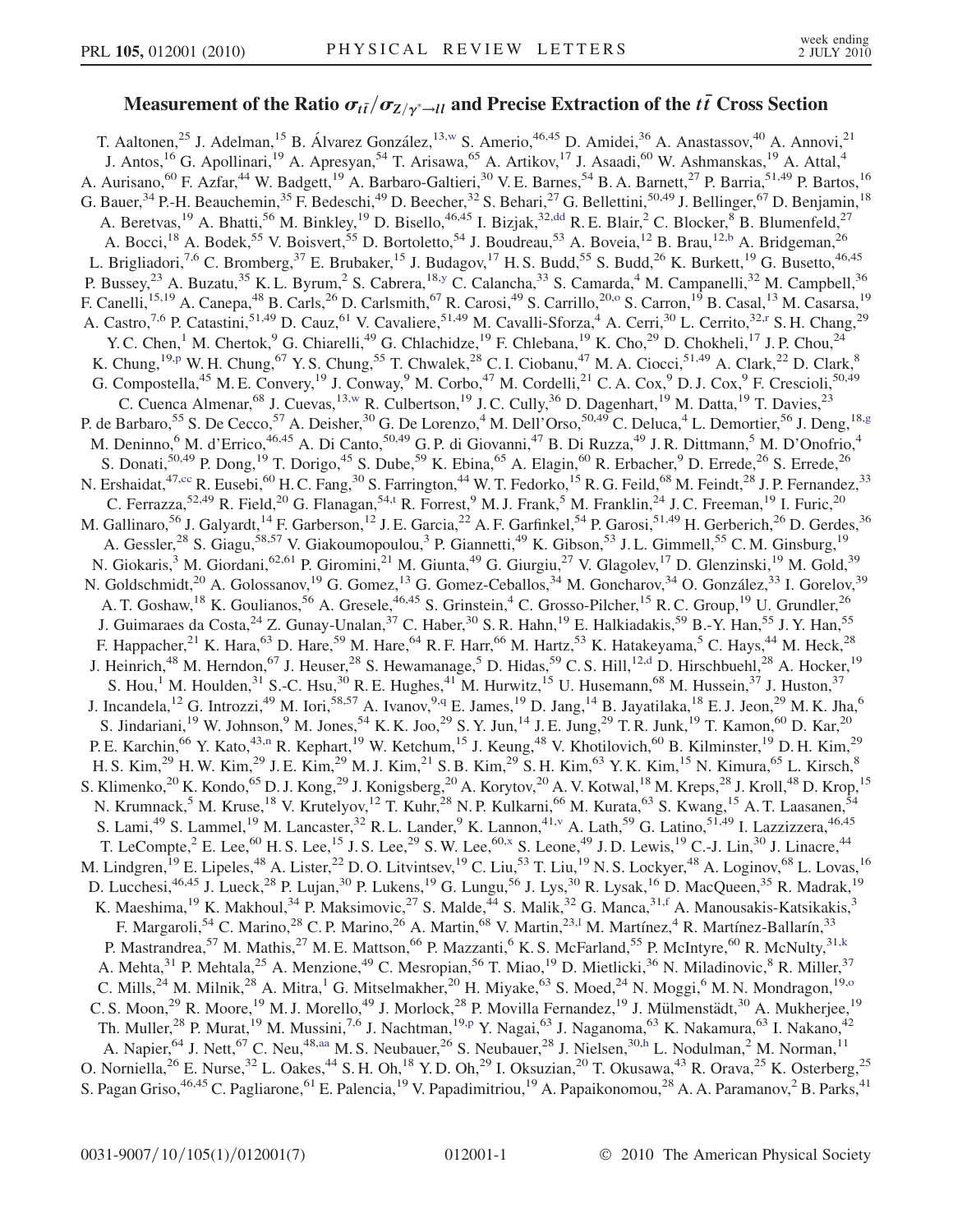# Measurement of the Ratio $\sigma_{t\bar{t}}/\sigma_{Z/\gamma^*\to ll}$ and Precise Extraction of the $t\bar{t}$ Cross Section

T. Aaltonen,[25] J. Adelman,[15] B. Álvarez González,[13,w] S. Amerio,[46,45] D. Amidei,[36] A. Anastassov,[40] A. Annovi,[21] J. Antos,[16] G. Apollinari,[19] A. Apresyan,[54] T. Arisawa,[65] A. Artikov,[17] J. Asaadi,[60] W. Ashmanskas,[19] A. Attal,[4] A. Aurisano,[60] F. Azfar,[44] W. Badgett,[19] A. Barbaro-Galtieri,[30] V. E. Barnes,[54] B. A. Barnett,[27] P. Barria,[51,49] P. Bartos,[16] G. Bauer,[34] P.-H. Beauchemin,[35] F. Bedeschi,[49] D. Beecher,[32] S. Behari,[27] G. Bellettini,[50,49] J. Bellinger,[67] D. Benjamin,[18] A. Beretvas,[19] A. Bhatti,[56] M. Binkley,[19] D. Bisello,[46,45] I. Bizjak,[32,dd] R. E. Blair,[2] C. Blocker,[8] B. Blumenfeld,[27] A. Bocci,[18] A. Bodek,[55] V. Boisvert,[55] D. Bortoletto,[54] J. Boudreau,[53] A. Boveia,[12] B. Brau,[12,b] A. Bridgeman,[26] L. Brigliadori,[7,6] C. Bromberg,[37] E. Brubaker,[15] J. Budagov,[17] H. S. Budd,[55] S. Budd,[26] K. Burkett,[19] G. Busetto,[46,45] P. Bussey,[23] A. Buzatu,[35] K. L. Byrum,[2] S. Cabrera,[18,y] C. Calancha,[33] S. Camarda,[4] M. Campanelli,[32] M. Campbell,[36] F. Canelli,[15,19] A. Canepa,[48] B. Carls,[26] D. Carlsmith,[67] R. Carosi,[49] S. Carrillo,[20,o] S. Carron,[19] B. Casal,[13] M. Casarsa,[19] A. Castro,[7,6] P. Catastini,[51,49] D. Cauz,[61] V. Cavaliere,[51,49] M. Cavalli-Sforza,[4] A. Cerri,[30] L. Cerrito,[32,r] S. H. Chang,[29] Y. C. Chen,[1] M. Chertok,[9] G. Chiarelli,[49] G. Chlachidze,[19] F. Chlebana,[19] K. Cho,[29] D. Chokheli,[17] J. P. Chou,[24] K. Chung,[19,p] W. H. Chung,[67] Y. S. Chung,[55] T. Chwalek,[28] C. I. Ciobanu,[47] M. A. Ciocci,[51,49] A. Clark,[22] D. Clark,[8] G. Compostella,[45] M. E. Convery,[19] J. Conway,[9] M. Corbo,[47] M. Cordelli,[21] C. A. Cox,[9] D. J. Cox,[9] F. Crescioli,[50,49] C. Cuenca Almenar,[68] J. Cuevas,[13,w] R. Culbertson,[19] J. C. Cully,[36] D. Dagenhart,[19] M. Datta,[19] T. Davies,[23] P. de Barbaro,[55] S. De Cecco,[57] A. Deisher,[30] G. De Lorenzo,[4] M. Dell'Orso,[50,49] C. Deluca,[4] L. Demortier,[56] J. Deng,[18,g] M. Deninno,[6] M. d'Errico,[46,45] A. Di Canto,[50,49] G. P. di Giovanni,[47] B. Di Ruzza,[49] J. R. Dittmann,[5] M. D'Onofrio,[4] S. Donati,[50,49] P. Dong,[19] T. Dorigo,[45] S. Dube,[59] K. Ebina,[65] A. Elagin,[60] R. Erbacher,[9] D. Errede,[26] S. Errede,[26] N. Ershaidat,[47,cc] R. Eusebi,[60] H. C. Fang,[30] S. Farrington,[44] W. T. Fedorko,[15] R. G. Feild,[68] M. Feindt,[28] J. P. Fernandez,[33] C. Ferrazza,[52,49] R. Field,[20] G. Flanagan,[54,t] R. Forrest,[9] M. J. Frank,[5] M. Franklin,[24] J. C. Freeman,[19] I. Furic,[20] M. Gallinaro,[56] J. Galyardt,[14] F. Garberson,[12] J. E. Garcia,[22] A. F. Garfinkel,[54] P. Garosi,[51,49] H. Gerberich,[26] D. Gerdes,[36] A. Gessler,[28] S. Giagu,[58,57] V. Giakoumopoulou,[3] P. Giannetti,[49] K. Gibson,[53] J. L. Gimmell,[55] C. M. Ginsburg,[19] N. Giokaris,[3] M. Giordani,[62,61] P. Giromini,[21] M. Giunta,[49] G. Giurgiu,[27] V. Glagolev,[17] D. Glenzinski,[19] M. Gold,[39] N. Goldschmidt,[20] A. Golossanov,[19] G. Gomez,[13] G. Gomez-Ceballos,[34] M. Goncharov,[34] O. González,[33] I. Gorelov,[39] A. T. Goshaw,[18] K. Goulianos,[56] A. Gresele,[46,45] S. Grinstein,[4] C. Grosso-Pilcher,[15] R. C. Group,[19] U. Grundler,[26] J. Guimaraes da Costa,[24] Z. Gunay-Unalan,[37] C. Haber,[30] S. R. Hahn,[19] E. Halkiadakis,[59] B.-Y. Han,[55] J. Y. Han,[55] F. Happacher,[21] K. Hara,[63] D. Hare,[59] M. Hare,[64] R. F. Harr,[66] M. Hartz,[53] K. Hatakeyama,[5] C. Hays,[44] M. Heck,[28] J. Heinrich,[48] M. Herndon,[67] J. Heuser,[28] S. Hewamanage,[5] D. Hidas,[59] C. S. Hill,[12,d] D. Hirschbuehl,[28] A. Hocker,[19] S. Hou,[1] M. Houlden,[31] S.-C. Hsu,[30] R. E. Hughes,[41] M. Hurwitz,[15] U. Husemann,[68] M. Hussein,[37] J. Huston,[37] J. Incandela,[12] G. Introzzi,[49] M. Iori,[58,57] A. Ivanov,[9,q] E. James,[19] D. Jang,[14] B. Jayatilaka,[18] E. J. Jeon,[29] M. K. Jha,[6] S. Jindariani,[19] W. Johnson,[9] M. Jones,[54] K. K. Joo,[29] S. Y. Jun,[14] J. E. Jung,[29] T. R. Junk,[19] T. Kamon,[60] D. Kar,[20] P. E. Karchin,[66] Y. Kato,[43,n] R. Kephart,[19] W. Ketchum,[15] J. Keung,[48] V. Khotilovich,[60] B. Kilminster,[19] D. H. Kim,[29] H. S. Kim,[29] H. W. Kim,[29] J. E. Kim,[29] M. J. Kim,[21] S. B. Kim,[29] S. H. Kim,[63] Y. K. Kim,[15] N. Kimura,[65] L. Kirsch,[8] S. Klimenko,[20] K. Kondo,[65] D. J. Kong,[29] J. Konigsberg,[20] A. Korytov,[20] A. V. Kotwal,[18] M. Kreps,[28] J. Kroll,[48] D. Krop,[15] N. Krumnack,[5] M. Kruse,[18] V. Krutelyov,[12] T. Kuhr,[28] N. P. Kulkarni,[66] M. Kurata,[63] S. Kwang,[15] A. T. Laasanen,[54] S. Lami,[49] S. Lammel,[19] M. Lancaster,[32] R. L. Lander,[9] K. Lannon,[41,v] A. Lath,[59] G. Latino,[51,49] I. Lazzizzera,[46,45] T. LeCompte,[2] E. Lee,[60] H. S. Lee,[15] J. S. Lee,[29] S. W. Lee,[60,x] S. Leone,[49] J. D. Lewis,[19] C.-J. Lin,[30] J. Linacre,[44] M. Lindgren,[19] E. Lipeles,[48] A. Lister,[22] D. O. Litvintsev,[19] C. Liu,[53] T. Liu,[19] N. S. Lockyer,[48] A. Loginov,[68] L. Lovas,[16] D. Lucchesi,[46,45] J. Lueck,[28] P. Lujan,[30] P. Lukens,[19] G. Lungu,[56] J. Lys,[30] R. Lysak,[16] D. MacQueen,[35] R. Madrak,[19] K. Maeshima,[19] K. Makhoul,[34] P. Maksimovic,[27] S. Malde,[44] S. Malik,[32] G. Manca,[31,f] A. Manousakis-Katsikakis,[3] F. Margaroli,[54] C. Marino,[28] C. P. Marino,[26] A. Martin,[68] V. Martin,[23,l] M. Martínez,[4] R. Martínez-Ballarín,[33] P. Mastrandrea,[57] M. Mathis,[27] M. E. Mattson,[66] P. Mazzanti,[6] K. S. McFarland,[55] P. McIntyre,[60] R. McNulty,[31,k] A. Mehta,[31] P. Mehtala,[25] A. Menzione,[49] C. Mesropian,[56] T. Miao,[19] D. Mietlicki,[36] N. Miladinovic,[8] R. Miller,[37] C. Mills,[24] M. Milnik,[28] A. Mitra,[1] G. Mitselmakher,[20] H. Miyake,[63] S. Moed,[24] N. Moggi,[6] M. N. Mondragon,[19,o] C. S. Moon,[29] R. Moore,[19] M. J. Morello,[49] J. Morlock,[28] P. Movilla Fernandez,[19] J. Mülmenstädt,[30] A. Mukherjee,[19] Th. Muller,[28] P. Murat,[19] M. Mussini,[7,6] J. Nachtman,[19,p] Y. Nagai,[63] J. Naganoma,[63] K. Nakamura,[63] I. Nakano,[42] A. Napier,[64] J. Nett,[67] C. Neu,[48,aa] M. S. Neubauer,[26] S. Neubauer,[28] J. Nielsen,[30,h] L. Nodulman,[2] M. Norman,[11] O. Norniella,[26] E. Nurse,[32] L. Oakes,[44] S. H. Oh,[18] Y. D. Oh,[29] I. Oksuzian,[20] T. Okusawa,[43] R. Orava,[25] K. Osterberg,[25] S. Pagan Griso,[46,45] C. Pagliarone,[61] E. Palencia,[19] V. Papadimitriou,[19] A. Papaikonomou,[28] A. A. Paramanov,[2] B. Parks,[41]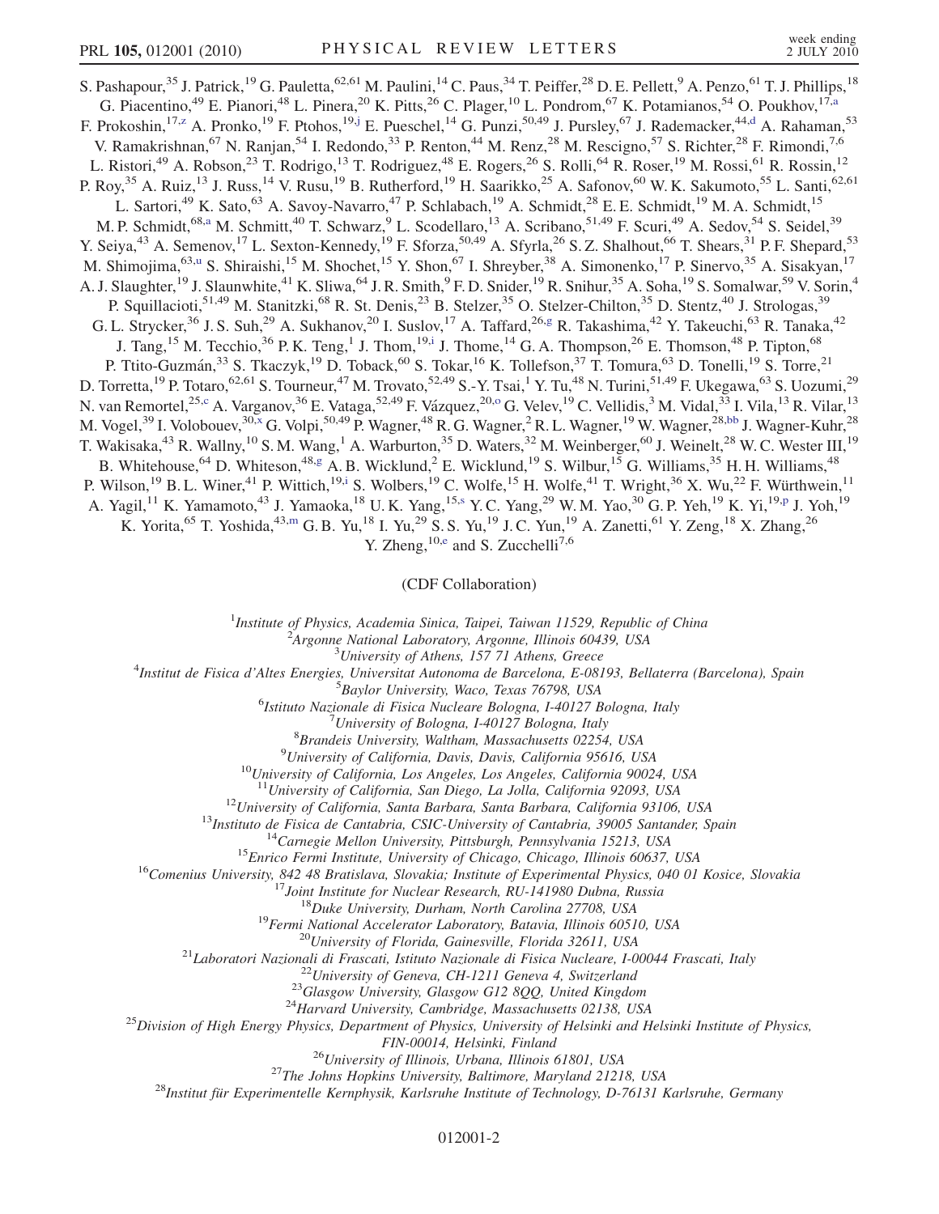S. Pashapour,[35] J. Patrick,[19] G. Pauletta,[62,61] M. Paulini,[14] C. Paus,[34] T. Peiffer,[28] D. E. Pellett,[9] A. Penzo,[61] T. J. Phillips,[18] G. Piacentino,[49] E. Pianori,[48] L. Pinera,[20] K. Pitts,[26] C. Plager,[10] L. Pondrom,[67] K. Potamianos,[54] O. Poukhov,[17,a] F. Prokoshin,[17,z] A. Pronko,[19] F. Ptohos,[19,j] E. Pueschel,[14] G. Punzi,[50,49] J. Pursley,[67] J. Rademacker,[44,d] A. Rahaman,[53] V. Ramakrishnan,[67] N. Ranjan,[54] I. Redondo,[33] P. Renton,[44] M. Renz,[28] M. Rescigno,[57] S. Richter,[28] F. Rimondi,[7,6] L. Ristori,[49] A. Robson,[23] T. Rodrigo,[13] T. Rodriguez,[48] E. Rogers,[26] S. Rolli,[64] R. Roser,[19] M. Rossi,[61] R. Rossin,[12] P. Roy,[35] A. Ruiz,[13] J. Russ,[14] V. Rusu,[19] B. Rutherford,[19] H. Saarikko,[25] A. Safonov,[60] W. K. Sakumoto,[55] L. Santi,[62,61] L. Sartori,[49] K. Sato,[63] A. Savoy-Navarro,[47] P. Schlabach,[19] A. Schmidt,[28] E. E. Schmidt,[19] M. A. Schmidt,[15] M. P. Schmidt,[68,a] M. Schmitt,[40] T. Schwarz,[9] L. Scodellaro,[13] A. Scribano,[51,49] F. Scuri,[49] A. Sedov,[54] S. Seidel,[39] Y. Seiya,[43] A. Semenov,[17] L. Sexton-Kennedy,[19] F. Sforza,[50,49] A. Sfyrla,[26] S. Z. Shalhout,[66] T. Shears,[31] P. F. Shepard,[53] M. Shimojima,[63,u] S. Shiraishi,[15] M. Shochet,[15] Y. Shon,[67] I. Shreyber,[38] A. Simonenko,[17] P. Sinervo,[35] A. Sisakyan,[17] A. J. Slaughter,[19] J. Slaunwhite,[41] K. Sliwa,[64] J. R. Smith,[9] F. D. Snider,[19] R. Snihur,[35] A. Soha,[19] S. Somalwar,[59] V. Sorin,[4] P. Squillacioti,[51,49] M. Stanitzki,[68] R. St. Denis,[23] B. Stelzer,[35] O. Stelzer-Chilton,[35] D. Stentz,[40] J. Strologas,[39] G. L. Strycker,[36] J. S. Suh,[29] A. Sukhanov,[20] I. Suslov,[17] A. Taffard,[26,g] R. Takashima,[42] Y. Takeuchi,[63] R. Tanaka,[42] J. Tang,[15] M. Tecchio,[36] P. K. Teng,[1] J. Thom,[19,i] J. Thome,[14] G. A. Thompson,[26] E. Thomson,[48] P. Tipton,[68] P. Ttito-Guzmán,[33] S. Tkaczyk,[19] D. Toback,[60] S. Tokar,[16] K. Tollefson,[37] T. Tomura,[63] D. Tonelli,[19] S. Torre,[21] D. Torretta,[19] P. Totaro,[62,61] S. Tourneur,[47] M. Trovato,[52,49] S.-Y. Tsai,[1] Y. Tu,[48] N. Turini,[51,49] F. Ukegawa,[63] S. Uozumi,[29] N. van Remortel,[25,c] A. Varganov,[36] E. Vataga,[52,49] F. Vázquez,[20,o] G. Velev,[19] C. Vellidis,[3] M. Vidal,[33] I. Vila,[13] R. Vilar,[13] M. Vogel,[39] I. Volobouev,[30,x] G. Volpi,[50,49] P. Wagner,[48] R. G. Wagner,[2] R. L. Wagner,[19] W. Wagner,[28,bb] J. Wagner-Kuhr,[28] T. Wakisaka,[43] R. Wallny,[10] S. M. Wang,[1] A. Warburton,[35] D. Waters,[32] M. Weinberger,[60] J. Weinelt,[28] W. C. Wester III,[19] B. Whitehouse,[64] D. Whiteson,[48,g] A. B. Wicklund,[2] E. Wicklund,[19] S. Wilbur,[15] G. Williams,[35] H. H. Williams,[48] P. Wilson,[19] B. L. Winer,[41] P. Wittich,[19,i] S. Wolbers,[19] C. Wolfe,[15] H. Wolfe,[41] T. Wright,[36] X. Wu,[22] F. Würthwein,[11] A. Yagil,[11] K. Yamamoto,[43] J. Yamaoka,[18] U. K. Yang,[15,s] Y. C. Yang,[29] W. M. Yao,[30] G. P. Yeh,[19] K. Yi,[19,p] J. Yoh,[19] K. Yorita,[65] T. Yoshida,[43,m] G. B. Yu,[18] I. Yu,[29] S. S. Yu,[19] J. C. Yun,[19] A. Zanetti,[61] Y. Zeng,[18] X. Zhang,[26] Y. Zheng,[10,e] and S. Zucchelli[7,6]

(CDF Collaboration)

[1]*Institute of Physics, Academia Sinica, Taipei, Taiwan 11529, Republic of China*
[2]*Argonne National Laboratory, Argonne, Illinois 60439, USA*
[3]*University of Athens, 157 71 Athens, Greece*
[4]*Institut de Fisica d'Altes Energies, Universitat Autonoma de Barcelona, E-08193, Bellaterra (Barcelona), Spain*
[5]*Baylor University, Waco, Texas 76798, USA*
[6]*Istituto Nazionale di Fisica Nucleare Bologna, I-40127 Bologna, Italy*
[7]*University of Bologna, I-40127 Bologna, Italy*
[8]*Brandeis University, Waltham, Massachusetts 02254, USA*
[9]*University of California, Davis, Davis, California 95616, USA*
[10]*University of California, Los Angeles, Los Angeles, California 90024, USA*
[11]*University of California, San Diego, La Jolla, California 92093, USA*
[12]*University of California, Santa Barbara, Santa Barbara, California 93106, USA*
[13]*Instituto de Fisica de Cantabria, CSIC-University of Cantabria, 39005 Santander, Spain*
[14]*Carnegie Mellon University, Pittsburgh, Pennsylvania 15213, USA*
[15]*Enrico Fermi Institute, University of Chicago, Chicago, Illinois 60637, USA*
[16]*Comenius University, 842 48 Bratislava, Slovakia; Institute of Experimental Physics, 040 01 Kosice, Slovakia*
[17]*Joint Institute for Nuclear Research, RU-141980 Dubna, Russia*
[18]*Duke University, Durham, North Carolina 27708, USA*
[19]*Fermi National Accelerator Laboratory, Batavia, Illinois 60510, USA*
[20]*University of Florida, Gainesville, Florida 32611, USA*
[21]*Laboratori Nazionali di Frascati, Istituto Nazionale di Fisica Nucleare, I-00044 Frascati, Italy*
[22]*University of Geneva, CH-1211 Geneva 4, Switzerland*
[23]*Glasgow University, Glasgow G12 8QQ, United Kingdom*
[24]*Harvard University, Cambridge, Massachusetts 02138, USA*
[25]*Division of High Energy Physics, Department of Physics, University of Helsinki and Helsinki Institute of Physics, FIN-00014, Helsinki, Finland*
[26]*University of Illinois, Urbana, Illinois 61801, USA*
[27]*The Johns Hopkins University, Baltimore, Maryland 21218, USA*
[28]*Institut für Experimentelle Kernphysik, Karlsruhe Institute of Technology, D-76131 Karlsruhe, Germany*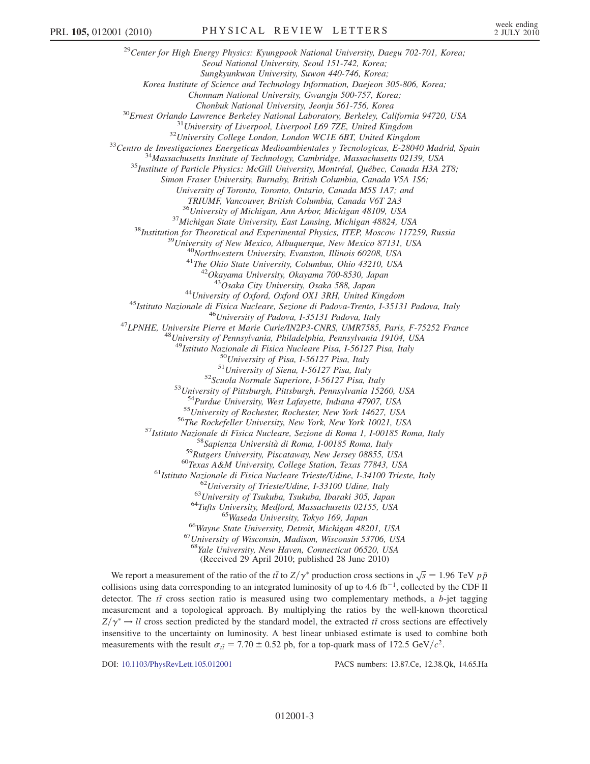[29]Center for High Energy Physics: Kyungpook National University, Daegu 702-701, Korea;
Seoul National University, Seoul 151-742, Korea;
Sungkyunkwan University, Suwon 440-746, Korea;
Korea Institute of Science and Technology Information, Daejeon 305-806, Korea;
Chonnam National University, Gwangju 500-757, Korea;
Chonbuk National University, Jeonju 561-756, Korea
[30]Ernest Orlando Lawrence Berkeley National Laboratory, Berkeley, California 94720, USA
[31]University of Liverpool, Liverpool L69 7ZE, United Kingdom
[32]University College London, London WC1E 6BT, United Kingdom
[33]Centro de Investigaciones Energeticas Medioambientales y Tecnologicas, E-28040 Madrid, Spain
[34]Massachusetts Institute of Technology, Cambridge, Massachusetts 02139, USA
[35]Institute of Particle Physics: McGill University, Montréal, Québec, Canada H3A 2T8;
Simon Fraser University, Burnaby, British Columbia, Canada V5A 1S6;
University of Toronto, Toronto, Ontario, Canada M5S 1A7; and
TRIUMF, Vancouver, British Columbia, Canada V6T 2A3
[36]University of Michigan, Ann Arbor, Michigan 48109, USA
[37]Michigan State University, East Lansing, Michigan 48824, USA
[38]Institution for Theoretical and Experimental Physics, ITEP, Moscow 117259, Russia
[39]University of New Mexico, Albuquerque, New Mexico 87131, USA
[40]Northwestern University, Evanston, Illinois 60208, USA
[41]The Ohio State University, Columbus, Ohio 43210, USA
[42]Okayama University, Okayama 700-8530, Japan
[43]Osaka City University, Osaka 588, Japan
[44]University of Oxford, Oxford OX1 3RH, United Kingdom
[45]Istituto Nazionale di Fisica Nucleare, Sezione di Padova-Trento, I-35131 Padova, Italy
[46]University of Padova, I-35131 Padova, Italy
[47]LPNHE, Universite Pierre et Marie Curie/IN2P3-CNRS, UMR7585, Paris, F-75252 France
[48]University of Pennsylvania, Philadelphia, Pennsylvania 19104, USA
[49]Istituto Nazionale di Fisica Nucleare Pisa, I-56127 Pisa, Italy
[50]University of Pisa, I-56127 Pisa, Italy
[51]University of Siena, I-56127 Pisa, Italy
[52]Scuola Normale Superiore, I-56127 Pisa, Italy
[53]University of Pittsburgh, Pittsburgh, Pennsylvania 15260, USA
[54]Purdue University, West Lafayette, Indiana 47907, USA
[55]University of Rochester, Rochester, New York 14627, USA
[56]The Rockefeller University, New York, New York 10021, USA
[57]Istituto Nazionale di Fisica Nucleare, Sezione di Roma 1, I-00185 Roma, Italy
[58]Sapienza Università di Roma, I-00185 Roma, Italy
[59]Rutgers University, Piscataway, New Jersey 08855, USA
[60]Texas A&M University, College Station, Texas 77843, USA
[61]Istituto Nazionale di Fisica Nucleare Trieste/Udine, I-34100 Trieste, Italy
[62]University of Trieste/Udine, I-33100 Udine, Italy
[63]University of Tsukuba, Tsukuba, Ibaraki 305, Japan
[64]Tufts University, Medford, Massachusetts 02155, USA
[65]Waseda University, Tokyo 169, Japan
[66]Wayne State University, Detroit, Michigan 48201, USA
[67]University of Wisconsin, Madison, Wisconsin 53706, USA
[68]Yale University, New Haven, Connecticut 06520, USA

(Received 29 April 2010; published 28 June 2010)

We report a measurement of the ratio of the $t\bar{t}$ to $Z/\gamma^*$ production cross sections in $\sqrt{s} = 1.96$ TeV $p\bar{p}$ collisions using data corresponding to an integrated luminosity of up to 4.6 fb$^{-1}$, collected by the CDF II detector. The $t\bar{t}$ cross section ratio is measured using two complementary methods, a $b$-jet tagging measurement and a topological approach. By multiplying the ratios by the well-known theoretical $Z/\gamma^* \rightarrow ll$ cross section predicted by the standard model, the extracted $t\bar{t}$ cross sections are effectively insensitive to the uncertainty on luminosity. A best linear unbiased estimate is used to combine both measurements with the result $\sigma_{t\bar{t}} = 7.70 \pm 0.52$ pb, for a top-quark mass of 172.5 GeV$/c^2$.

DOI: 10.1103/PhysRevLett.105.012001 PACS numbers: 13.87.Ce, 12.38.Qk, 14.65.Ha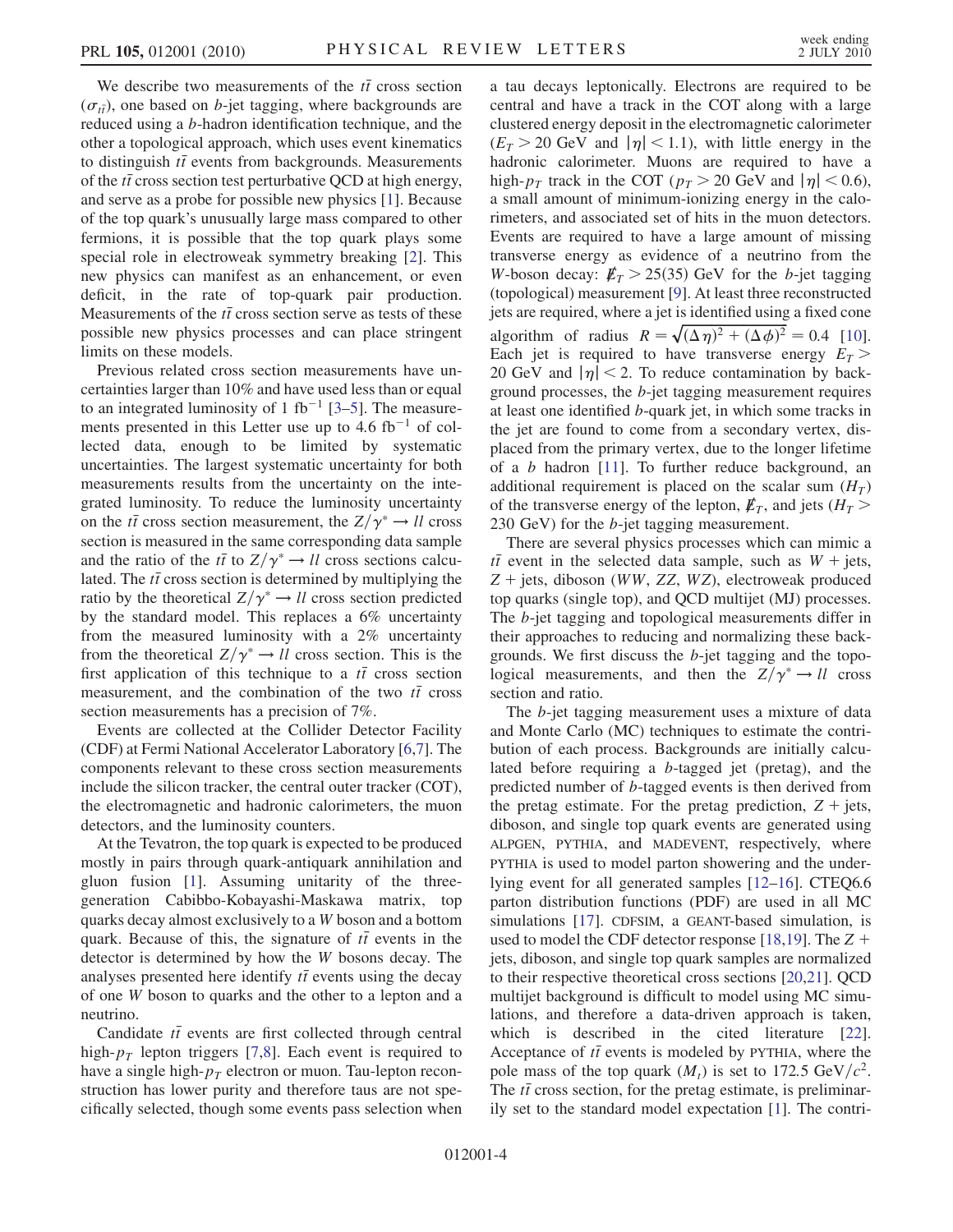We describe two measurements of the $t\bar{t}$ cross section ($\sigma_{t\bar{t}}$), one based on $b$-jet tagging, where backgrounds are reduced using a $b$-hadron identification technique, and the other a topological approach, which uses event kinematics to distinguish $t\bar{t}$ events from backgrounds. Measurements of the $t\bar{t}$ cross section test perturbative QCD at high energy, and serve as a probe for possible new physics [1]. Because of the top quark's unusually large mass compared to other fermions, it is possible that the top quark plays some special role in electroweak symmetry breaking [2]. This new physics can manifest as an enhancement, or even deficit, in the rate of top-quark pair production. Measurements of the $t\bar{t}$ cross section serve as tests of these possible new physics processes and can place stringent limits on these models.

Previous related cross section measurements have uncertainties larger than 10% and have used less than or equal to an integrated luminosity of 1 $\text{fb}^{-1}$ [3–5]. The measurements presented in this Letter use up to 4.6 $\text{fb}^{-1}$ of collected data, enough to be limited by systematic uncertainties. The largest systematic uncertainty for both measurements results from the uncertainty on the integrated luminosity. To reduce the luminosity uncertainty on the $t\bar{t}$ cross section measurement, the $Z/\gamma^* \rightarrow ll$ cross section is measured in the same corresponding data sample and the ratio of the $t\bar{t}$ to $Z/\gamma^* \rightarrow ll$ cross sections calculated. The $t\bar{t}$ cross section is determined by multiplying the ratio by the theoretical $Z/\gamma^* \rightarrow ll$ cross section predicted by the standard model. This replaces a 6% uncertainty from the measured luminosity with a 2% uncertainty from the theoretical $Z/\gamma^* \rightarrow ll$ cross section. This is the first application of this technique to a $t\bar{t}$ cross section measurement, and the combination of the two $t\bar{t}$ cross section measurements has a precision of 7%.

Events are collected at the Collider Detector Facility (CDF) at Fermi National Accelerator Laboratory [6,7]. The components relevant to these cross section measurements include the silicon tracker, the central outer tracker (COT), the electromagnetic and hadronic calorimeters, the muon detectors, and the luminosity counters.

At the Tevatron, the top quark is expected to be produced mostly in pairs through quark-antiquark annihilation and gluon fusion [1]. Assuming unitarity of the three-generation Cabibbo-Kobayashi-Maskawa matrix, top quarks decay almost exclusively to a $W$ boson and a bottom quark. Because of this, the signature of $t\bar{t}$ events in the detector is determined by how the $W$ bosons decay. The analyses presented here identify $t\bar{t}$ events using the decay of one $W$ boson to quarks and the other to a lepton and a neutrino.

Candidate $t\bar{t}$ events are first collected through central high-$p_T$ lepton triggers [7,8]. Each event is required to have a single high-$p_T$ electron or muon. Tau-lepton reconstruction has lower purity and therefore taus are not specifically selected, though some events pass selection when a tau decays leptonically. Electrons are required to be central and have a track in the COT along with a large clustered energy deposit in the electromagnetic calorimeter ($E_T > 20$ GeV and $|\eta| < 1.1$), with little energy in the hadronic calorimeter. Muons are required to have a high-$p_T$ track in the COT ($p_T > 20$ GeV and $|\eta| < 0.6$), a small amount of minimum-ionizing energy in the calorimeters, and associated set of hits in the muon detectors. Events are required to have a large amount of missing transverse energy as evidence of a neutrino from the $W$-boson decay: $\not{E}_T > 25(35)$ GeV for the $b$-jet tagging (topological) measurement [9]. At least three reconstructed jets are required, where a jet is identified using a fixed cone algorithm of radius $R = \sqrt{(\Delta\eta)^2 + (\Delta\phi)^2} = 0.4$ [10]. Each jet is required to have transverse energy $E_T > 20$ GeV and $|\eta| < 2$. To reduce contamination by background processes, the $b$-jet tagging measurement requires at least one identified $b$-quark jet, in which some tracks in the jet are found to come from a secondary vertex, displaced from the primary vertex, due to the longer lifetime of a $b$ hadron [11]. To further reduce background, an additional requirement is placed on the scalar sum ($H_T$) of the transverse energy of the lepton, $\not{E}_T$, and jets ($H_T > 230$ GeV) for the $b$-jet tagging measurement.

There are several physics processes which can mimic a $t\bar{t}$ event in the selected data sample, such as $W$ + jets, $Z$ + jets, diboson ($WW$, $ZZ$, $WZ$), electroweak produced top quarks (single top), and QCD multijet (MJ) processes. The $b$-jet tagging and topological measurements differ in their approaches to reducing and normalizing these backgrounds. We first discuss the $b$-jet tagging and the topological measurements, and then the $Z/\gamma^* \rightarrow ll$ cross section and ratio.

The $b$-jet tagging measurement uses a mixture of data and Monte Carlo (MC) techniques to estimate the contribution of each process. Backgrounds are initially calculated before requiring a $b$-tagged jet (pretag), and the predicted number of $b$-tagged events is then derived from the pretag estimate. For the pretag prediction, $Z$ + jets, diboson, and single top quark events are generated using ALPGEN, PYTHIA, and MADEVENT, respectively, where PYTHIA is used to model parton showering and the underlying event for all generated samples [12–16]. CTEQ6.6 parton distribution functions (PDF) are used in all MC simulations [17]. CDFSIM, a GEANT-based simulation, is used to model the CDF detector response [18,19]. The $Z$ + jets, diboson, and single top quark samples are normalized to their respective theoretical cross sections [20,21]. QCD multijet background is difficult to model using MC simulations, and therefore a data-driven approach is taken, which is described in the cited literature [22]. Acceptance of $t\bar{t}$ events is modeled by PYTHIA, where the pole mass of the top quark ($M_t$) is set to 172.5 $\text{GeV}/c^2$. The $t\bar{t}$ cross section, for the pretag estimate, is preliminarily set to the standard model expectation [1]. The contri-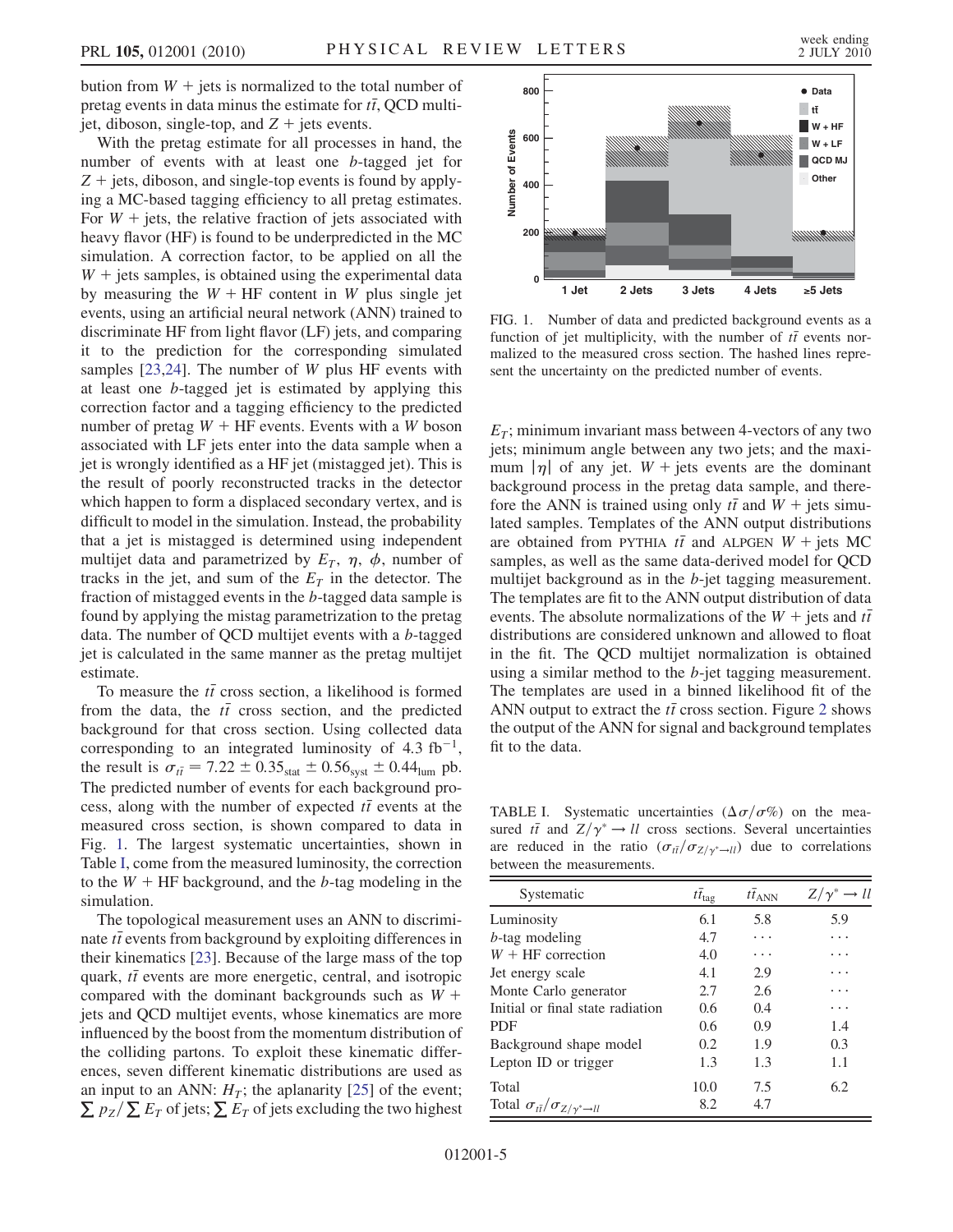bution from $W$ + jets is normalized to the total number of pretag events in data minus the estimate for $t\bar{t}$, QCD multijet, diboson, single-top, and $Z$ + jets events.

With the pretag estimate for all processes in hand, the number of events with at least one $b$-tagged jet for $Z$ + jets, diboson, and single-top events is found by applying a MC-based tagging efficiency to all pretag estimates. For $W$ + jets, the relative fraction of jets associated with heavy flavor (HF) is found to be underpredicted in the MC simulation. A correction factor, to be applied on all the $W$ + jets samples, is obtained using the experimental data by measuring the $W$ + HF content in $W$ plus single jet events, using an artificial neural network (ANN) trained to discriminate HF from light flavor (LF) jets, and comparing it to the prediction for the corresponding simulated samples [23,24]. The number of $W$ plus HF events with at least one $b$-tagged jet is estimated by applying this correction factor and a tagging efficiency to the predicted number of pretag $W$ + HF events. Events with a $W$ boson associated with LF jets enter into the data sample when a jet is wrongly identified as a HF jet (mistagged jet). This is the result of poorly reconstructed tracks in the detector which happen to form a displaced secondary vertex, and is difficult to model in the simulation. Instead, the probability that a jet is mistagged is determined using independent multijet data and parametrized by $E_T$, $\eta$, $\phi$, number of tracks in the jet, and sum of the $E_T$ in the detector. The fraction of mistagged events in the $b$-tagged data sample is found by applying the mistag parametrization to the pretag data. The number of QCD multijet events with a $b$-tagged jet is calculated in the same manner as the pretag multijet estimate.

To measure the $t\bar{t}$ cross section, a likelihood is formed from the data, the $t\bar{t}$ cross section, and the predicted background for that cross section. Using collected data corresponding to an integrated luminosity of 4.3 fb$^{-1}$, the result is $\sigma_{t\bar{t}} = 7.22 \pm 0.35_{\mathrm{stat}} \pm 0.56_{\mathrm{syst}} \pm 0.44_{\mathrm{lum}}$ pb. The predicted number of events for each background process, along with the number of expected $t\bar{t}$ events at the measured cross section, is shown compared to data in Fig. 1. The largest systematic uncertainties, shown in Table I, come from the measured luminosity, the correction to the $W$ + HF background, and the $b$-tag modeling in the simulation.

The topological measurement uses an ANN to discriminate $t\bar{t}$ events from background by exploiting differences in their kinematics [23]. Because of the large mass of the top quark, $t\bar{t}$ events are more energetic, central, and isotropic compared with the dominant backgrounds such as $W$ + jets and QCD multijet events, whose kinematics are more influenced by the boost from the momentum distribution of the colliding partons. To exploit these kinematic differences, seven different kinematic distributions are used as an input to an ANN: $H_T$; the aplanarity [25] of the event; $\sum p_Z / \sum E_T$ of jets; $\sum E_T$ of jets excluding the two highest $E_T$; minimum invariant mass between 4-vectors of any two jets; minimum angle between any two jets; and the maximum $|\eta|$ of any jet. $W$ + jets events are the dominant background process in the pretag data sample, and therefore the ANN is trained using only $t\bar{t}$ and $W$ + jets simulated samples. Templates of the ANN output distributions are obtained from PYTHIA $t\bar{t}$ and ALPGEN $W$ + jets MC samples, as well as the same data-derived model for QCD multijet background as in the $b$-jet tagging measurement. The templates are fit to the ANN output distribution of data events. The absolute normalizations of the $W$ + jets and $t\bar{t}$ distributions are considered unknown and allowed to float in the fit. The QCD multijet normalization is obtained using a similar method to the $b$-jet tagging measurement. The templates are used in a binned likelihood fit of the ANN output to extract the $t\bar{t}$ cross section. Figure 2 shows the output of the ANN for signal and background templates fit to the data.

FIG. 1. Number of data and predicted background events as a function of jet multiplicity, with the number of $t\bar{t}$ events normalized to the measured cross section. The hashed lines represent the uncertainty on the predicted number of events.

TABLE I. Systematic uncertainties ($\Delta\sigma/\sigma\%$) on the measured $t\bar{t}$ and $Z/\gamma^* \to ll$ cross sections. Several uncertainties are reduced in the ratio ($\sigma_{t\bar{t}}/\sigma_{Z/\gamma^*\to ll}$) due to correlations between the measurements.

| Systematic | $t\bar{t}_{\mathrm{tag}}$ | $t\bar{t}_{\mathrm{ANN}}$ | $Z/\gamma^* \to ll$ |
|---|---|---|---|
| Luminosity | 6.1 | 5.8 | 5.9 |
| $b$-tag modeling | 4.7 | ⋯ | ⋯ |
| $W$ + HF correction | 4.0 | ⋯ | ⋯ |
| Jet energy scale | 4.1 | 2.9 | ⋯ |
| Monte Carlo generator | 2.7 | 2.6 | ⋯ |
| Initial or final state radiation | 0.6 | 0.4 | ⋯ |
| PDF | 0.6 | 0.9 | 1.4 |
| Background shape model | 0.2 | 1.9 | 0.3 |
| Lepton ID or trigger | 1.3 | 1.3 | 1.1 |
| Total | 10.0 | 7.5 | 6.2 |
| Total $\sigma_{t\bar{t}}/\sigma_{Z/\gamma^*\to ll}$ | 8.2 | 4.7 | |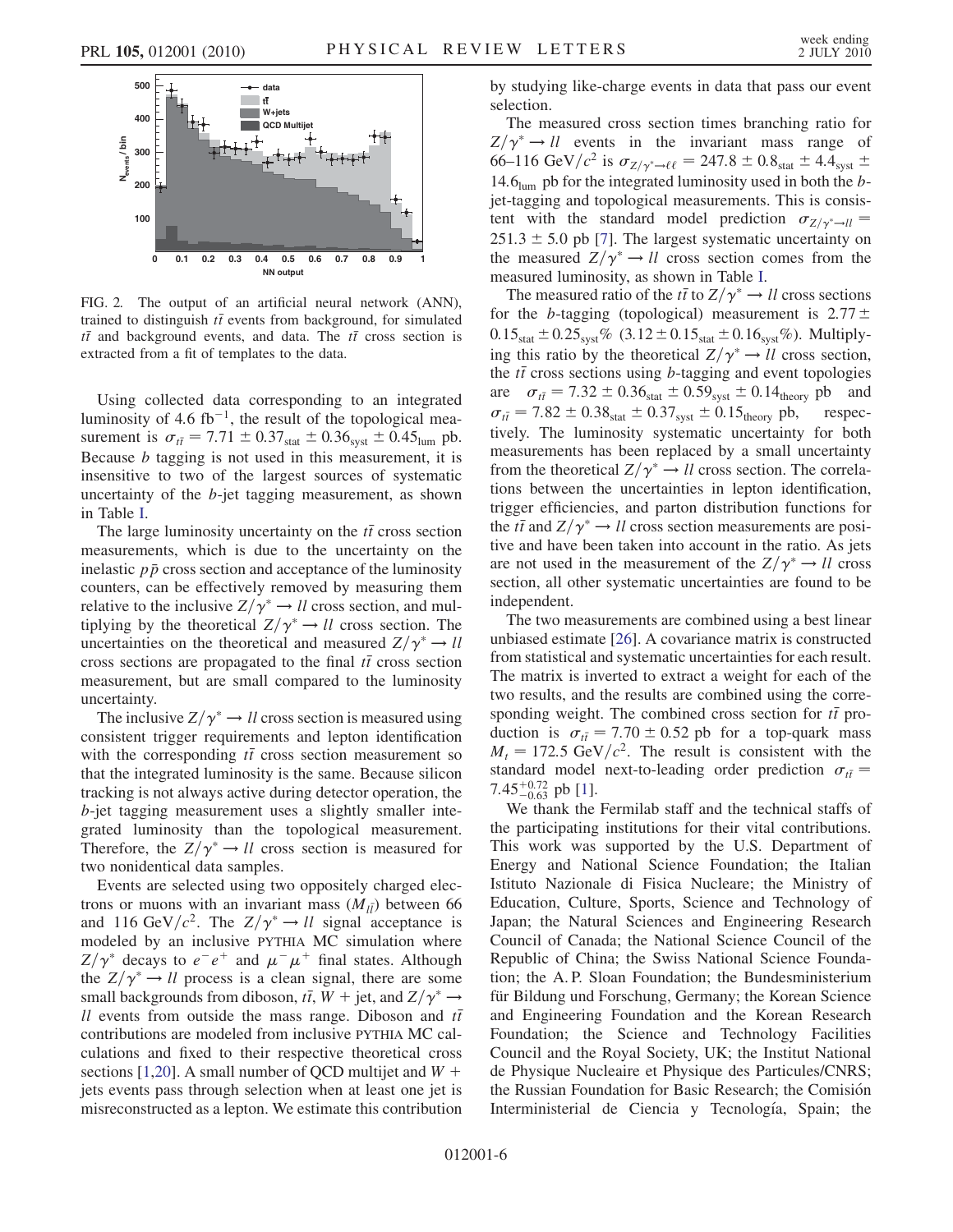FIG. 2. The output of an artificial neural network (ANN), trained to distinguish $t\bar{t}$ events from background, for simulated $t\bar{t}$ and background events, and data. The $t\bar{t}$ cross section is extracted from a fit of templates to the data.

Using collected data corresponding to an integrated luminosity of 4.6 $\text{fb}^{-1}$, the result of the topological measurement is $\sigma_{t\bar{t}} = 7.71 \pm 0.37_{\text{stat}} \pm 0.36_{\text{syst}} \pm 0.45_{\text{lum}}$ pb. Because $b$ tagging is not used in this measurement, it is insensitive to two of the largest sources of systematic uncertainty of the $b$-jet tagging measurement, as shown in Table I.

The large luminosity uncertainty on the $t\bar{t}$ cross section measurements, which is due to the uncertainty on the inelastic $p\bar{p}$ cross section and acceptance of the luminosity counters, can be effectively removed by measuring them relative to the inclusive $Z/\gamma^* \to ll$ cross section, and multiplying by the theoretical $Z/\gamma^* \to ll$ cross section. The uncertainties on the theoretical and measured $Z/\gamma^* \to ll$ cross section are propagated to the final $t\bar{t}$ cross section measurement, but are small compared to the luminosity uncertainty.

The inclusive $Z/\gamma^* \to ll$ cross section is measured using consistent trigger requirements and lepton identification with the corresponding $t\bar{t}$ cross section measurement so that the integrated luminosity is the same. Because silicon tracking is not always active during detector operation, the $b$-jet tagging measurement uses a slightly smaller integrated luminosity than the topological measurement. Therefore, the $Z/\gamma^* \to ll$ cross section is measured for two nonidentical data samples.

Events are selected using two oppositely charged electrons or muons with an invariant mass ($M_{l\bar{l}}$) between 66 and 116 $\text{GeV}/c^2$. The $Z/\gamma^* \to ll$ signal acceptance is modeled by an inclusive PYTHIA MC simulation where $Z/\gamma^*$ decays to $e^-e^+$ and $\mu^-\mu^+$ final states. Although the $Z/\gamma^* \to ll$ process is a clean signal, there are some small backgrounds from diboson, $t\bar{t}$, $W$ + jet, and $Z/\gamma^* \to ll$ events from outside the mass range. Diboson and $t\bar{t}$ contributions are modeled from inclusive PYTHIA MC calculations and fixed to their respective theoretical cross sections [1,20]. A small number of QCD multijet and $W$ + jets events pass through selection when at least one jet is misreconstructed as a lepton. We estimate this contribution by studying like-charge events in data that pass our event selection.

The measured cross section times branching ratio for $Z/\gamma^* \to ll$ events in the invariant mass range of 66–116 $\text{GeV}/c^2$ is $\sigma_{Z/\gamma^* \to \ell\ell} = 247.8 \pm 0.8_{\text{stat}} \pm 4.4_{\text{syst}} \pm 14.6_{\text{lum}}$ pb for the integrated luminosity used in both the $b$-jet-tagging and topological measurements. This is consistent with the standard model prediction $\sigma_{Z/\gamma^* \to ll} = 251.3 \pm 5.0$ pb [7]. The largest systematic uncertainty on the measured $Z/\gamma^* \to ll$ cross section comes from the measured luminosity, as shown in Table I.

The measured ratio of the $t\bar{t}$ to $Z/\gamma^* \to ll$ cross sections for the $b$-tagging (topological) measurement is $2.77 \pm 0.15_{\text{stat}} \pm 0.25_{\text{syst}}\%$ ($3.12 \pm 0.15_{\text{stat}} \pm 0.16_{\text{syst}}\%$). Multiplying this ratio by the theoretical $Z/\gamma^* \to ll$ cross section, the $t\bar{t}$ cross sections using $b$-tagging and event topologies are $\sigma_{t\bar{t}} = 7.32 \pm 0.36_{\text{stat}} \pm 0.59_{\text{syst}} \pm 0.14_{\text{theory}}$ pb and $\sigma_{t\bar{t}} = 7.82 \pm 0.38_{\text{stat}} \pm 0.37_{\text{syst}} \pm 0.15_{\text{theory}}$ pb, respectively. The luminosity systematic uncertainty for both measurements has been replaced by a small uncertainty from the theoretical $Z/\gamma^* \to ll$ cross section. The correlations between the uncertainties in lepton identification, trigger efficiencies, and parton distribution functions for the $t\bar{t}$ and $Z/\gamma^* \to ll$ cross section measurements are positive and have been taken into account in the ratio. As jets are not used in the measurement of the $Z/\gamma^* \to ll$ cross section, all other systematic uncertainties are found to be independent.

The two measurements are combined using a best linear unbiased estimate [26]. A covariance matrix is constructed from statistical and systematic uncertainties for each result. The matrix is inverted to extract a weight for each of the two results, and the results are combined using the corresponding weight. The combined cross section for $t\bar{t}$ production is $\sigma_{t\bar{t}} = 7.70 \pm 0.52$ pb for a top-quark mass $M_t = 172.5$ $\text{GeV}/c^2$. The result is consistent with the standard model next-to-leading order prediction $\sigma_{t\bar{t}} = 7.45^{+0.72}_{-0.63}$ pb [1].

We thank the Fermilab staff and the technical staffs of the participating institutions for their vital contributions. This work was supported by the U.S. Department of Energy and National Science Foundation; the Italian Istituto Nazionale di Fisica Nucleare; the Ministry of Education, Culture, Sports, Science and Technology of Japan; the Natural Sciences and Engineering Research Council of Canada; the National Science Council of the Republic of China; the Swiss National Science Foundation; the A. P. Sloan Foundation; the Bundesministerium für Bildung und Forschung, Germany; the Korean Science and Engineering Foundation and the Korean Research Foundation; the Science and Technology Facilities Council and the Royal Society, UK; the Institut National de Physique Nucleaire et Physique des Particules/CNRS; the Russian Foundation for Basic Research; the Comisión Interministerial de Ciencia y Tecnología, Spain; the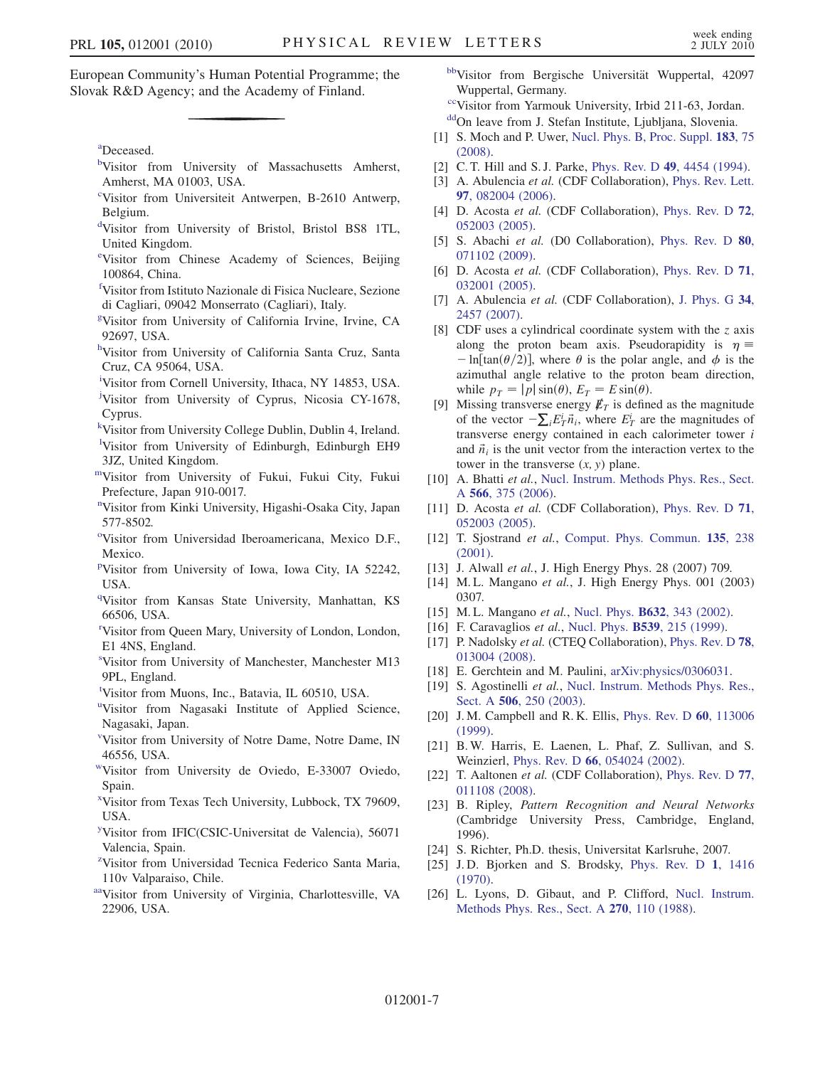European Community's Human Potential Programme; the Slovak R&D Agency; and the Academy of Finland.

---

[a]Deceased.

[b]Visitor from University of Massachusetts Amherst, Amherst, MA 01003, USA.

[c]Visitor from Universiteit Antwerpen, B-2610 Antwerp, Belgium.

[d]Visitor from University of Bristol, Bristol BS8 1TL, United Kingdom.

[e]Visitor from Chinese Academy of Sciences, Beijing 100864, China.

[f]Visitor from Istituto Nazionale di Fisica Nucleare, Sezione di Cagliari, 09042 Monserrato (Cagliari), Italy.

[g]Visitor from University of California Irvine, Irvine, CA 92697, USA.

[h]Visitor from University of California Santa Cruz, Santa Cruz, CA 95064, USA.

[i]Visitor from Cornell University, Ithaca, NY 14853, USA.

[j]Visitor from University of Cyprus, Nicosia CY-1678, Cyprus.

[k]Visitor from University College Dublin, Dublin 4, Ireland.

[l]Visitor from University of Edinburgh, Edinburgh EH9 3JZ, United Kingdom.

[m]Visitor from University of Fukui, Fukui City, Fukui Prefecture, Japan 910-0017.

[n]Visitor from Kinki University, Higashi-Osaka City, Japan 577-8502.

[o]Visitor from Universidad Iberoamericana, Mexico D.F., Mexico.

[p]Visitor from University of Iowa, Iowa City, IA 52242, USA.

[q]Visitor from Kansas State University, Manhattan, KS 66506, USA.

[r]Visitor from Queen Mary, University of London, London, E1 4NS, England.

[s]Visitor from University of Manchester, Manchester M13 9PL, England.

[t]Visitor from Muons, Inc., Batavia, IL 60510, USA.

[u]Visitor from Nagasaki Institute of Applied Science, Nagasaki, Japan.

[v]Visitor from University of Notre Dame, Notre Dame, IN 46556, USA.

[w]Visitor from University de Oviedo, E-33007 Oviedo, Spain.

[x]Visitor from Texas Tech University, Lubbock, TX 79609, USA.

[y]Visitor from IFIC(CSIC-Universitat de Valencia), 56071 Valencia, Spain.

[z]Visitor from Universidad Tecnica Federico Santa Maria, 110v Valparaiso, Chile.

[aa]Visitor from University of Virginia, Charlottesville, VA 22906, USA.

[bb]Visitor from Bergische Universität Wuppertal, 42097 Wuppertal, Germany.

[cc]Visitor from Yarmouk University, Irbid 211-63, Jordan.

[dd]On leave from J. Stefan Institute, Ljubljana, Slovenia.

[1] S. Moch and P. Uwer, Nucl. Phys. B, Proc. Suppl. **183**, 75 (2008).

[2] C. T. Hill and S. J. Parke, Phys. Rev. D **49**, 4454 (1994).

[3] A. Abulencia *et al.* (CDF Collaboration), Phys. Rev. Lett. **97**, 082004 (2006).

[4] D. Acosta *et al.* (CDF Collaboration), Phys. Rev. D **72**, 052003 (2005).

[5] S. Abachi *et al.* (D0 Collaboration), Phys. Rev. D **80**, 071102 (2009).

[6] D. Acosta *et al.* (CDF Collaboration), Phys. Rev. D **71**, 032001 (2005).

[7] A. Abulencia *et al.* (CDF Collaboration), J. Phys. G **34**, 2457 (2007).

[8] CDF uses a cylindrical coordinate system with the $z$ axis along the proton beam axis. Pseudorapidity is $\eta \equiv -\ln[\tan(\theta/2)]$, where $\theta$ is the polar angle, and $\phi$ is the azimuthal angle relative to the proton beam direction, while $p_T = |p|\sin(\theta)$, $E_T = E\sin(\theta)$.

[9] Missing transverse energy $\not{E}_T$ is defined as the magnitude of the vector $-\sum_i E_T^i \vec{n}_i$, where $E_T^i$ are the magnitudes of transverse energy contained in each calorimeter tower $i$ and $\vec{n}_i$ is the unit vector from the interaction vertex to the tower in the transverse $(x, y)$ plane.

[10] A. Bhatti *et al.*, Nucl. Instrum. Methods Phys. Res., Sect. A **566**, 375 (2006).

[11] D. Acosta *et al.* (CDF Collaboration), Phys. Rev. D **71**, 052003 (2005).

[12] T. Sjostrand *et al.*, Comput. Phys. Commun. **135**, 238 (2001).

[13] J. Alwall *et al.*, J. High Energy Phys. 28 (2007) 709.

[14] M. L. Mangano *et al.*, J. High Energy Phys. 001 (2003) 0307.

[15] M. L. Mangano *et al.*, Nucl. Phys. **B632**, 343 (2002).

[16] F. Caravaglios *et al.*, Nucl. Phys. **B539**, 215 (1999).

[17] P. Nadolsky *et al.* (CTEQ Collaboration), Phys. Rev. D **78**, 013004 (2008).

[18] E. Gerchtein and M. Paulini, arXiv:physics/0306031.

[19] S. Agostinelli *et al.*, Nucl. Instrum. Methods Phys. Res., Sect. A **506**, 250 (2003).

[20] J. M. Campbell and R. K. Ellis, Phys. Rev. D **60**, 113006 (1999).

[21] B. W. Harris, E. Laenen, L. Phaf, Z. Sullivan, and S. Weinzierl, Phys. Rev. D **66**, 054024 (2002).

[22] T. Aaltonen *et al.* (CDF Collaboration), Phys. Rev. D **77**, 011108 (2008).

[23] B. Ripley, *Pattern Recognition and Neural Networks* (Cambridge University Press, Cambridge, England, 1996).

[24] S. Richter, Ph.D. thesis, Universitat Karlsruhe, 2007.

[25] J. D. Bjorken and S. Brodsky, Phys. Rev. D **1**, 1416 (1970).

[26] L. Lyons, D. Gibaut, and P. Clifford, Nucl. Instrum. Methods Phys. Res., Sect. A **270**, 110 (1988).